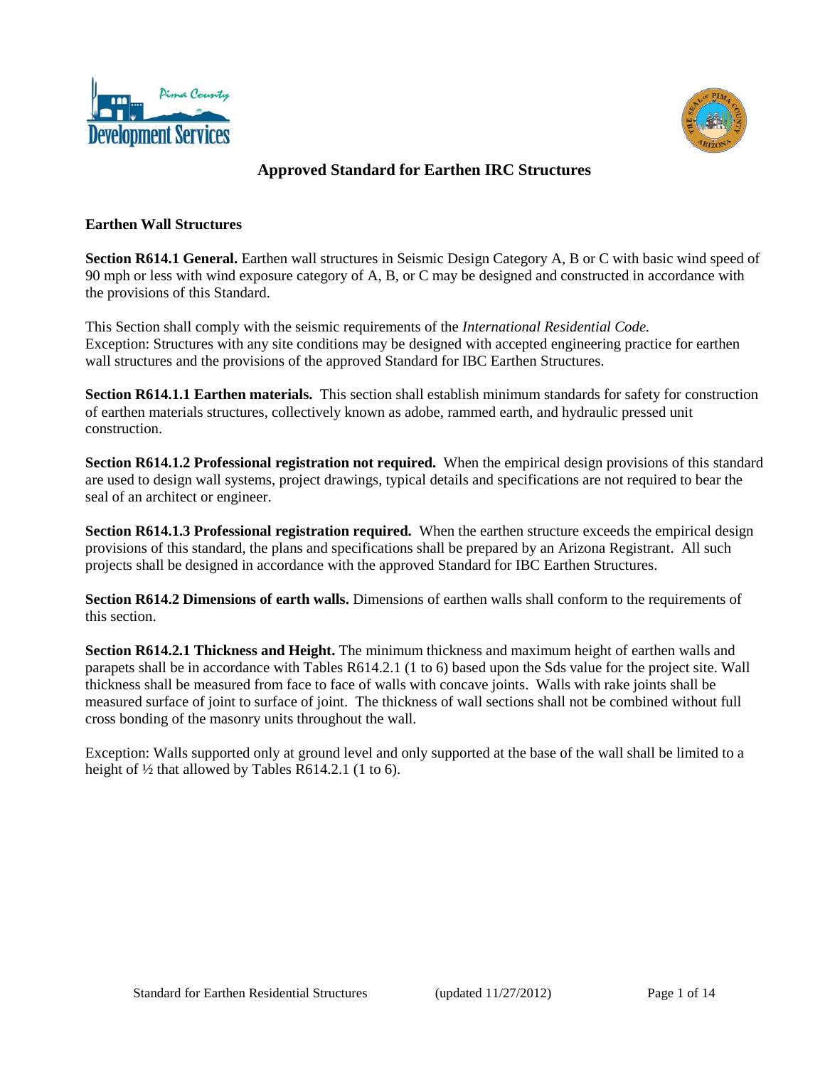# Approved Standard for Earthen IRC Structures

## Earthen Wall Structures

**Section R614.1 General.** Earthen wall structures in Seismic Design Category A, B or C with basic wind speed of 90 mph or less with wind exposure category of A, B, or C may be designed and constructed in accordance with the provisions of this Standard.

This Section shall comply with the seismic requirements of the *International Residential Code.* Exception: Structures with any site conditions may be designed with accepted engineering practice for earthen wall structures and the provisions of the approved Standard for IBC Earthen Structures.

**Section R614.1.1 Earthen materials.** This section shall establish minimum standards for safety for construction of earthen materials structures, collectively known as adobe, rammed earth, and hydraulic pressed unit construction.

**Section R614.1.2 Professional registration not required.** When the empirical design provisions of this standard are used to design wall systems, project drawings, typical details and specifications are not required to bear the seal of an architect or engineer.

**Section R614.1.3 Professional registration required.** When the earthen structure exceeds the empirical design provisions of this standard, the plans and specifications shall be prepared by an Arizona Registrant. All such projects shall be designed in accordance with the approved Standard for IBC Earthen Structures.

**Section R614.2 Dimensions of earth walls.** Dimensions of earthen walls shall conform to the requirements of this section.

**Section R614.2.1 Thickness and Height.** The minimum thickness and maximum height of earthen walls and parapets shall be in accordance with Tables R614.2.1 (1 to 6) based upon the Sds value for the project site. Wall thickness shall be measured from face to face of walls with concave joints. Walls with rake joints shall be measured surface of joint to surface of joint. The thickness of wall sections shall not be combined without full cross bonding of the masonry units throughout the wall.

Exception: Walls supported only at ground level and only supported at the base of the wall shall be limited to a height of ½ that allowed by Tables R614.2.1 (1 to 6).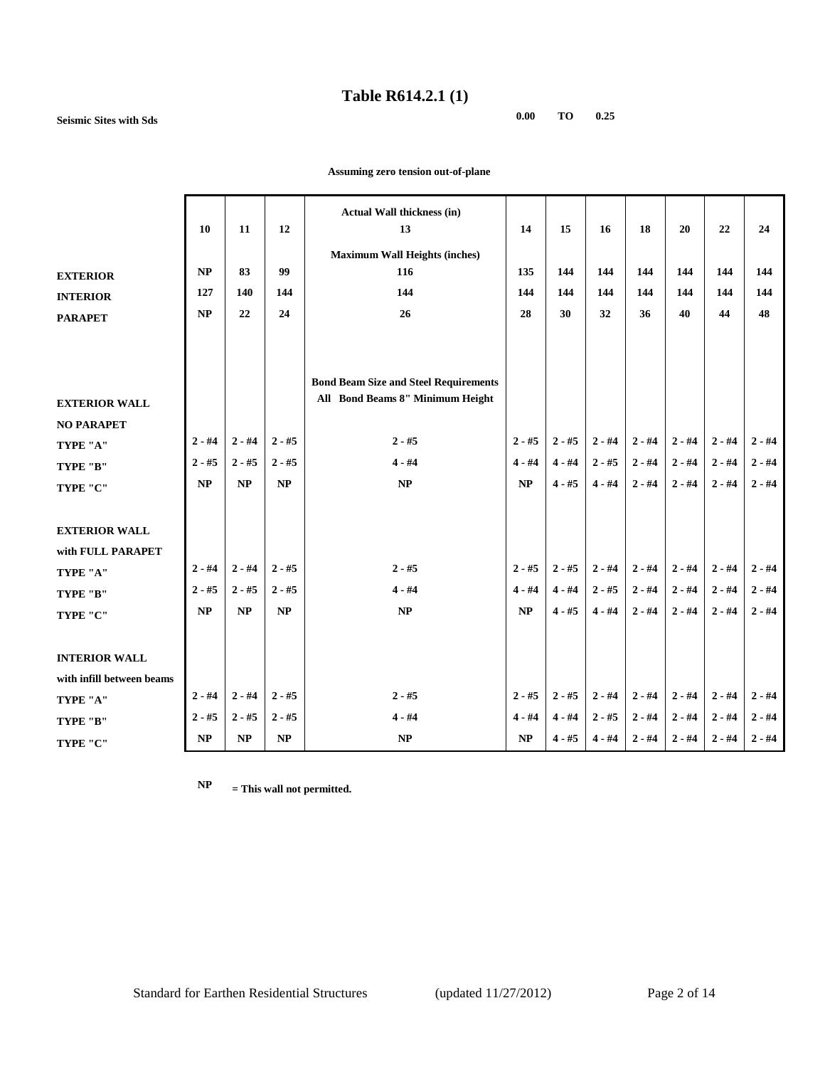# Table R614.2.1 (1)

**Seismic Sites with Sds** **0.00 TO 0.25**

**Assuming zero tension out-of-plane**

| | Actual Wall thickness (in) | | | | | | | | | | |
|---|---|---|---|---|---|---|---|---|---|---|---|
| | **10** | **11** | **12** | **13** | **14** | **15** | **16** | **18** | **20** | **22** | **24** |
| | | | | **Maximum Wall Heights (inches)** | | | | | | | |
| **EXTERIOR** | NP | 83 | 99 | 116 | 135 | 144 | 144 | 144 | 144 | 144 | 144 |
| **INTERIOR** | 127 | 140 | 144 | 144 | 144 | 144 | 144 | 144 | 144 | 144 | 144 |
| **PARAPET** | NP | 22 | 24 | 26 | 28 | 30 | 32 | 36 | 40 | 44 | 48 |
| | | | | **Bond Beam Size and Steel Requirements** | | | | | | | |
| **EXTERIOR WALL** | | | | **All Bond Beams 8" Minimum Height** | | | | | | | |
| **NO PARAPET** | | | | | | | | | | | |
| **TYPE "A"** | 2 - #4 | 2 - #4 | 2 - #5 | 2 - #5 | 2 - #5 | 2 - #5 | 2 - #4 | 2 - #4 | 2 - #4 | 2 - #4 | 2 - #4 |
| **TYPE "B"** | 2 - #5 | 2 - #5 | 2 - #5 | 4 - #4 | 4 - #4 | 4 - #4 | 2 - #5 | 2 - #4 | 2 - #4 | 2 - #4 | 2 - #4 |
| **TYPE "C"** | NP | NP | NP | NP | NP | 4 - #5 | 4 - #4 | 2 - #4 | 2 - #4 | 2 - #4 | 2 - #4 |
| **EXTERIOR WALL** | | | | | | | | | | | |
| **with FULL PARAPET** | | | | | | | | | | | |
| **TYPE "A"** | 2 - #4 | 2 - #4 | 2 - #5 | 2 - #5 | 2 - #5 | 2 - #5 | 2 - #4 | 2 - #4 | 2 - #4 | 2 - #4 | 2 - #4 |
| **TYPE "B"** | 2 - #5 | 2 - #5 | 2 - #5 | 4 - #4 | 4 - #4 | 4 - #4 | 2 - #5 | 2 - #4 | 2 - #4 | 2 - #4 | 2 - #4 |
| **TYPE "C"** | NP | NP | NP | NP | NP | 4 - #5 | 4 - #4 | 2 - #4 | 2 - #4 | 2 - #4 | 2 - #4 |
| **INTERIOR WALL** | | | | | | | | | | | |
| **with infill between beams** | | | | | | | | | | | |
| **TYPE "A"** | 2 - #4 | 2 - #4 | 2 - #5 | 2 - #5 | 2 - #5 | 2 - #5 | 2 - #4 | 2 - #4 | 2 - #4 | 2 - #4 | 2 - #4 |
| **TYPE "B"** | 2 - #5 | 2 - #5 | 2 - #5 | 4 - #4 | 4 - #4 | 4 - #4 | 2 - #5 | 2 - #4 | 2 - #4 | 2 - #4 | 2 - #4 |
| **TYPE "C"** | NP | NP | NP | NP | NP | 4 - #5 | 4 - #4 | 2 - #4 | 2 - #4 | 2 - #4 | 2 - #4 |

**NP** **= This wall not permitted.**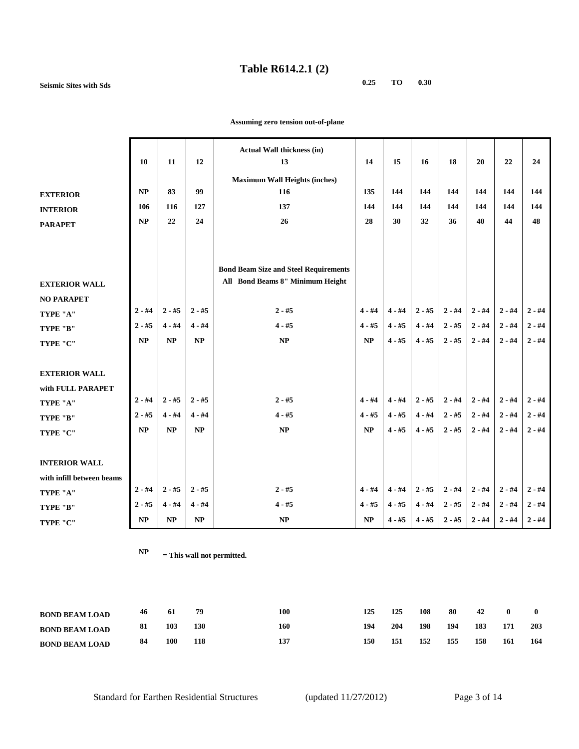# Table R614.2.1 (2)

**Seismic Sites with Sds** **0.25 TO 0.30**

**Assuming zero tension out-of-plane**

| | Actual Wall thickness (in) | | | | | | | | | | |
|---|---|---|---|---|---|---|---|---|---|---|---|
| | 10 | 11 | 12 | 13 | 14 | 15 | 16 | 18 | 20 | 22 | 24 |
| | Maximum Wall Heights (inches) | | | | | | | | | | |
| **EXTERIOR** | NP | 83 | 99 | 116 | 135 | 144 | 144 | 144 | 144 | 144 | 144 |
| **INTERIOR** | 106 | 116 | 127 | 137 | 144 | 144 | 144 | 144 | 144 | 144 | 144 |
| **PARAPET** | NP | 22 | 24 | 26 | 28 | 30 | 32 | 36 | 40 | 44 | 48 |
| | Bond Beam Size and Steel Requirements — All Bond Beams 8" Minimum Height | | | | | | | | | | |
| **EXTERIOR WALL** | | | | | | | | | | | |
| **NO PARAPET** | | | | | | | | | | | |
| **TYPE "A"** | 2 - #4 | 2 - #5 | 2 - #5 | 2 - #5 | 4 - #4 | 4 - #4 | 2 - #5 | 2 - #4 | 2 - #4 | 2 - #4 | 2 - #4 |
| **TYPE "B"** | 2 - #5 | 4 - #4 | 4 - #4 | 4 - #5 | 4 - #5 | 4 - #5 | 4 - #4 | 2 - #5 | 2 - #4 | 2 - #4 | 2 - #4 |
| **TYPE "C"** | NP | NP | NP | NP | NP | 4 - #5 | 4 - #5 | 2 - #5 | 2 - #4 | 2 - #4 | 2 - #4 |
| **EXTERIOR WALL** | | | | | | | | | | | |
| **with FULL PARAPET** | | | | | | | | | | | |
| **TYPE "A"** | 2 - #4 | 2 - #5 | 2 - #5 | 2 - #5 | 4 - #4 | 4 - #4 | 2 - #5 | 2 - #4 | 2 - #4 | 2 - #4 | 2 - #4 |
| **TYPE "B"** | 2 - #5 | 4 - #4 | 4 - #4 | 4 - #5 | 4 - #5 | 4 - #5 | 4 - #4 | 2 - #5 | 2 - #4 | 2 - #4 | 2 - #4 |
| **TYPE "C"** | NP | NP | NP | NP | NP | 4 - #5 | 4 - #5 | 2 - #5 | 2 - #4 | 2 - #4 | 2 - #4 |
| **INTERIOR WALL** | | | | | | | | | | | |
| **with infill between beams** | | | | | | | | | | | |
| **TYPE "A"** | 2 - #4 | 2 - #5 | 2 - #5 | 2 - #5 | 4 - #4 | 4 - #4 | 2 - #5 | 2 - #4 | 2 - #4 | 2 - #4 | 2 - #4 |
| **TYPE "B"** | 2 - #5 | 4 - #4 | 4 - #4 | 4 - #5 | 4 - #5 | 4 - #5 | 4 - #4 | 2 - #5 | 2 - #4 | 2 - #4 | 2 - #4 |
| **TYPE "C"** | NP | NP | NP | NP | NP | 4 - #5 | 4 - #5 | 2 - #5 | 2 - #4 | 2 - #4 | 2 - #4 |

**NP = This wall not permitted.**

| | | | | | | | | | | | |
|---|---|---|---|---|---|---|---|---|---|---|---|
| **BOND BEAM LOAD** | 46 | 61 | 79 | 100 | 125 | 125 | 108 | 80 | 42 | 0 | 0 |
| **BOND BEAM LOAD** | 81 | 103 | 130 | 160 | 194 | 204 | 198 | 194 | 183 | 171 | 203 |
| **BOND BEAM LOAD** | 84 | 100 | 118 | 137 | 150 | 151 | 152 | 155 | 158 | 161 | 164 |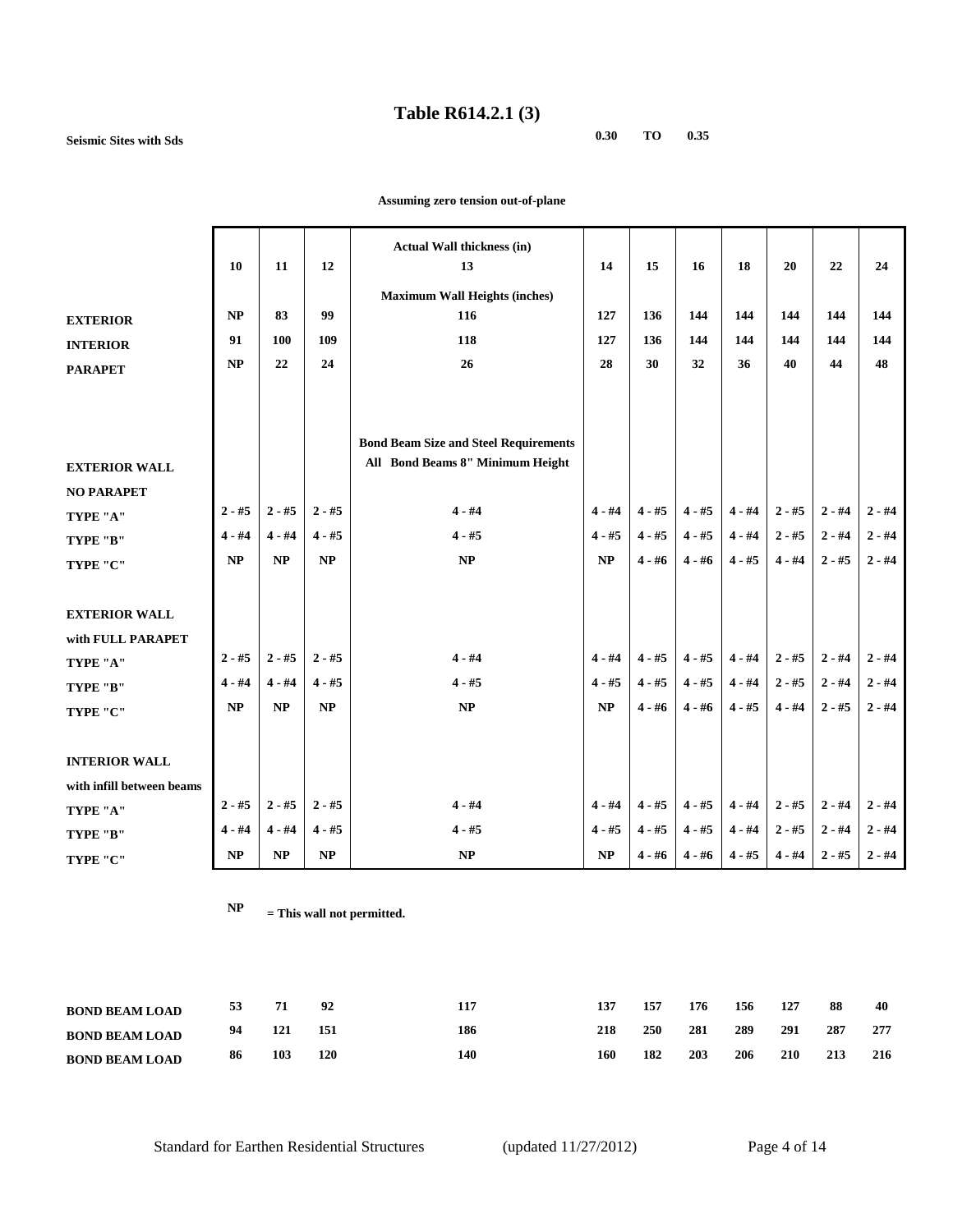# Table R614.2.1 (3)

**Seismic Sites with Sds** **0.30 TO 0.35**

**Assuming zero tension out-of-plane**

| | 10 | 11 | 12 | Actual Wall thickness (in) 13 | 14 | 15 | 16 | 18 | 20 | 22 | 24 |
|---|---|---|---|---|---|---|---|---|---|---|---|
| | | | | **Maximum Wall Heights (inches)** | | | | | | | |
| **EXTERIOR** | NP | 83 | 99 | 116 | 127 | 136 | 144 | 144 | 144 | 144 | 144 |
| **INTERIOR** | 91 | 100 | 109 | 118 | 127 | 136 | 144 | 144 | 144 | 144 | 144 |
| **PARAPET** | NP | 22 | 24 | 26 | 28 | 30 | 32 | 36 | 40 | 44 | 48 |
| | | | | **Bond Beam Size and Steel Requirements** | | | | | | | |
| **EXTERIOR WALL** | | | | **All Bond Beams 8" Minimum Height** | | | | | | | |
| **NO PARAPET** | | | | | | | | | | | |
| **TYPE "A"** | 2 - #5 | 2 - #5 | 2 - #5 | 4 - #4 | 4 - #4 | 4 - #5 | 4 - #5 | 4 - #4 | 2 - #5 | 2 - #4 | 2 - #4 |
| **TYPE "B"** | 4 - #4 | 4 - #4 | 4 - #5 | 4 - #5 | 4 - #5 | 4 - #5 | 4 - #5 | 4 - #4 | 2 - #5 | 2 - #4 | 2 - #4 |
| **TYPE "C"** | NP | NP | NP | NP | NP | 4 - #6 | 4 - #6 | 4 - #5 | 4 - #4 | 2 - #5 | 2 - #4 |
| **EXTERIOR WALL** | | | | | | | | | | | |
| **with FULL PARAPET** | | | | | | | | | | | |
| **TYPE "A"** | 2 - #5 | 2 - #5 | 2 - #5 | 4 - #4 | 4 - #4 | 4 - #5 | 4 - #5 | 4 - #4 | 2 - #5 | 2 - #4 | 2 - #4 |
| **TYPE "B"** | 4 - #4 | 4 - #4 | 4 - #5 | 4 - #5 | 4 - #5 | 4 - #5 | 4 - #5 | 4 - #4 | 2 - #5 | 2 - #4 | 2 - #4 |
| **TYPE "C"** | NP | NP | NP | NP | NP | 4 - #6 | 4 - #6 | 4 - #5 | 4 - #4 | 2 - #5 | 2 - #4 |
| **INTERIOR WALL** | | | | | | | | | | | |
| **with infill between beams** | | | | | | | | | | | |
| **TYPE "A"** | 2 - #5 | 2 - #5 | 2 - #5 | 4 - #4 | 4 - #4 | 4 - #5 | 4 - #5 | 4 - #4 | 2 - #5 | 2 - #4 | 2 - #4 |
| **TYPE "B"** | 4 - #4 | 4 - #4 | 4 - #5 | 4 - #5 | 4 - #5 | 4 - #5 | 4 - #5 | 4 - #4 | 2 - #5 | 2 - #4 | 2 - #4 |
| **TYPE "C"** | NP | NP | NP | NP | NP | 4 - #6 | 4 - #6 | 4 - #5 | 4 - #4 | 2 - #5 | 2 - #4 |

**NP** **= This wall not permitted.**

| | | | | | | | | | | | |
|---|---|---|---|---|---|---|---|---|---|---|---|
| **BOND BEAM LOAD** | 53 | 71 | 92 | 117 | 137 | 157 | 176 | 156 | 127 | 88 | 40 |
| **BOND BEAM LOAD** | 94 | 121 | 151 | 186 | 218 | 250 | 281 | 289 | 291 | 287 | 277 |
| **BOND BEAM LOAD** | 86 | 103 | 120 | 140 | 160 | 182 | 203 | 206 | 210 | 213 | 216 |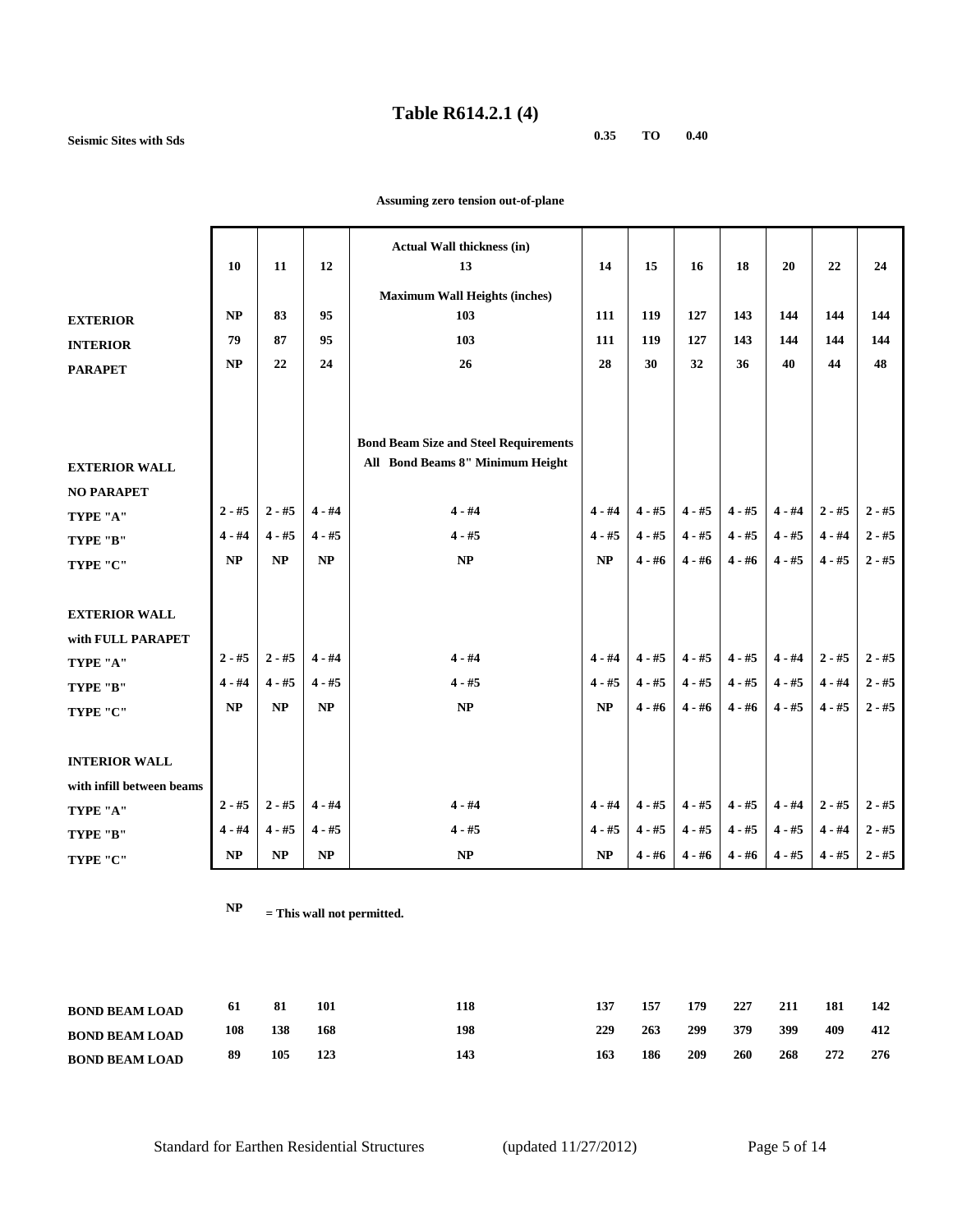# Table R614.2.1 (4)

**Seismic Sites with Sds** **0.35 TO 0.40**

**Assuming zero tension out-of-plane**

| | 10 | 11 | 12 | Actual Wall thickness (in) 13 | 14 | 15 | 16 | 18 | 20 | 22 | 24 |
|---|---|---|---|---|---|---|---|---|---|---|---|
| | | | | **Maximum Wall Heights (inches)** | | | | | | | |
| **EXTERIOR** | NP | 83 | 95 | 103 | 111 | 119 | 127 | 143 | 144 | 144 | 144 |
| **INTERIOR** | 79 | 87 | 95 | 103 | 111 | 119 | 127 | 143 | 144 | 144 | 144 |
| **PARAPET** | NP | 22 | 24 | 26 | 28 | 30 | 32 | 36 | 40 | 44 | 48 |
| | | | | **Bond Beam Size and Steel Requirements** | | | | | | | |
| **EXTERIOR WALL** | | | | **All Bond Beams 8" Minimum Height** | | | | | | | |
| **NO PARAPET** | | | | | | | | | | | |
| **TYPE "A"** | 2 - #5 | 2 - #5 | 4 - #4 | 4 - #4 | 4 - #4 | 4 - #5 | 4 - #5 | 4 - #5 | 4 - #4 | 2 - #5 | 2 - #5 |
| **TYPE "B"** | 4 - #4 | 4 - #5 | 4 - #5 | 4 - #5 | 4 - #5 | 4 - #5 | 4 - #5 | 4 - #5 | 4 - #5 | 4 - #4 | 2 - #5 |
| **TYPE "C"** | NP | NP | NP | NP | NP | 4 - #6 | 4 - #6 | 4 - #6 | 4 - #5 | 4 - #5 | 2 - #5 |
| **EXTERIOR WALL** | | | | | | | | | | | |
| **with FULL PARAPET** | | | | | | | | | | | |
| **TYPE "A"** | 2 - #5 | 2 - #5 | 4 - #4 | 4 - #4 | 4 - #4 | 4 - #5 | 4 - #5 | 4 - #5 | 4 - #4 | 2 - #5 | 2 - #5 |
| **TYPE "B"** | 4 - #4 | 4 - #5 | 4 - #5 | 4 - #5 | 4 - #5 | 4 - #5 | 4 - #5 | 4 - #5 | 4 - #5 | 4 - #4 | 2 - #5 |
| **TYPE "C"** | NP | NP | NP | NP | NP | 4 - #6 | 4 - #6 | 4 - #6 | 4 - #5 | 4 - #5 | 2 - #5 |
| **INTERIOR WALL** | | | | | | | | | | | |
| **with infill between beams** | | | | | | | | | | | |
| **TYPE "A"** | 2 - #5 | 2 - #5 | 4 - #4 | 4 - #4 | 4 - #4 | 4 - #5 | 4 - #5 | 4 - #5 | 4 - #4 | 2 - #5 | 2 - #5 |
| **TYPE "B"** | 4 - #4 | 4 - #5 | 4 - #5 | 4 - #5 | 4 - #5 | 4 - #5 | 4 - #5 | 4 - #5 | 4 - #5 | 4 - #4 | 2 - #5 |
| **TYPE "C"** | NP | NP | NP | NP | NP | 4 - #6 | 4 - #6 | 4 - #6 | 4 - #5 | 4 - #5 | 2 - #5 |

**NP** = This wall not permitted.

| | | | | | | | | | | | |
|---|---|---|---|---|---|---|---|---|---|---|---|
| **BOND BEAM LOAD** | 61 | 81 | 101 | 118 | 137 | 157 | 179 | 227 | 211 | 181 | 142 |
| **BOND BEAM LOAD** | 108 | 138 | 168 | 198 | 229 | 263 | 299 | 379 | 399 | 409 | 412 |
| **BOND BEAM LOAD** | 89 | 105 | 123 | 143 | 163 | 186 | 209 | 260 | 268 | 272 | 276 |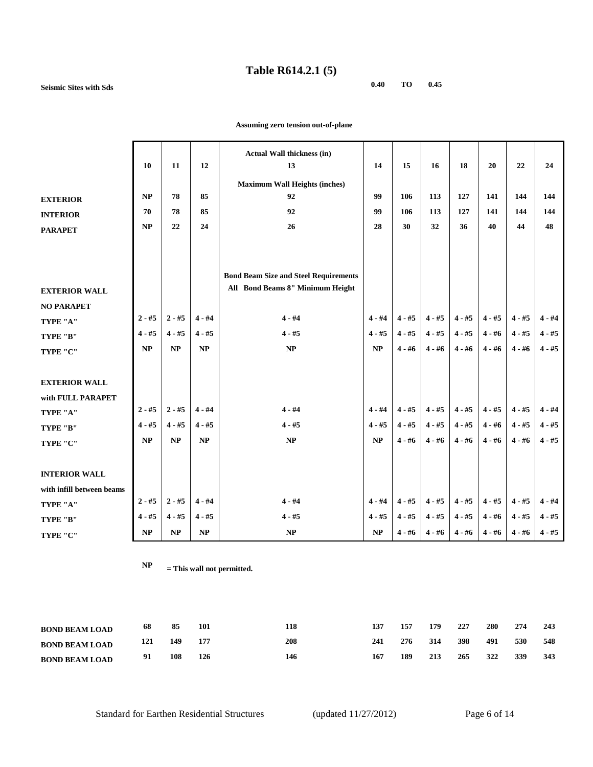# Table R614.2.1 (5)

**Seismic Sites with Sds** **0.40 TO 0.45**

**Assuming zero tension out-of-plane**

| | Actual Wall thickness (in) | | | | | | | | | | |
|---|---|---|---|---|---|---|---|---|---|---|---|
| | 10 | 11 | 12 | 13 | 14 | 15 | 16 | 18 | 20 | 22 | 24 |
| | Maximum Wall Heights (inches) | | | | | | | | | | |
| **EXTERIOR** | NP | 78 | 85 | 92 | 99 | 106 | 113 | 127 | 141 | 144 | 144 |
| **INTERIOR** | 70 | 78 | 85 | 92 | 99 | 106 | 113 | 127 | 141 | 144 | 144 |
| **PARAPET** | NP | 22 | 24 | 26 | 28 | 30 | 32 | 36 | 40 | 44 | 48 |
| | Bond Beam Size and Steel Requirements — All Bond Beams 8" Minimum Height | | | | | | | | | | |
| **EXTERIOR WALL NO PARAPET** | | | | | | | | | | | |
| **TYPE "A"** | 2 - #5 | 2 - #5 | 4 - #4 | 4 - #4 | 4 - #4 | 4 - #5 | 4 - #5 | 4 - #5 | 4 - #5 | 4 - #5 | 4 - #4 |
| **TYPE "B"** | 4 - #5 | 4 - #5 | 4 - #5 | 4 - #5 | 4 - #5 | 4 - #5 | 4 - #5 | 4 - #5 | 4 - #6 | 4 - #5 | 4 - #5 |
| **TYPE "C"** | NP | NP | NP | NP | NP | 4 - #6 | 4 - #6 | 4 - #6 | 4 - #6 | 4 - #6 | 4 - #5 |
| **EXTERIOR WALL with FULL PARAPET** | | | | | | | | | | | |
| **TYPE "A"** | 2 - #5 | 2 - #5 | 4 - #4 | 4 - #4 | 4 - #4 | 4 - #5 | 4 - #5 | 4 - #5 | 4 - #5 | 4 - #5 | 4 - #4 |
| **TYPE "B"** | 4 - #5 | 4 - #5 | 4 - #5 | 4 - #5 | 4 - #5 | 4 - #5 | 4 - #5 | 4 - #5 | 4 - #6 | 4 - #5 | 4 - #5 |
| **TYPE "C"** | NP | NP | NP | NP | NP | 4 - #6 | 4 - #6 | 4 - #6 | 4 - #6 | 4 - #6 | 4 - #5 |
| **INTERIOR WALL with infill between beams** | | | | | | | | | | | |
| **TYPE "A"** | 2 - #5 | 2 - #5 | 4 - #4 | 4 - #4 | 4 - #4 | 4 - #5 | 4 - #5 | 4 - #5 | 4 - #5 | 4 - #5 | 4 - #4 |
| **TYPE "B"** | 4 - #5 | 4 - #5 | 4 - #5 | 4 - #5 | 4 - #5 | 4 - #5 | 4 - #5 | 4 - #5 | 4 - #6 | 4 - #5 | 4 - #5 |
| **TYPE "C"** | NP | NP | NP | NP | NP | 4 - #6 | 4 - #6 | 4 - #6 | 4 - #6 | 4 - #6 | 4 - #5 |

**NP** **= This wall not permitted.**

| | | | | | | | | | | | |
|---|---|---|---|---|---|---|---|---|---|---|---|
| **BOND BEAM LOAD** | 68 | 85 | 101 | 118 | 137 | 157 | 179 | 227 | 280 | 274 | 243 |
| **BOND BEAM LOAD** | 121 | 149 | 177 | 208 | 241 | 276 | 314 | 398 | 491 | 530 | 548 |
| **BOND BEAM LOAD** | 91 | 108 | 126 | 146 | 167 | 189 | 213 | 265 | 322 | 339 | 343 |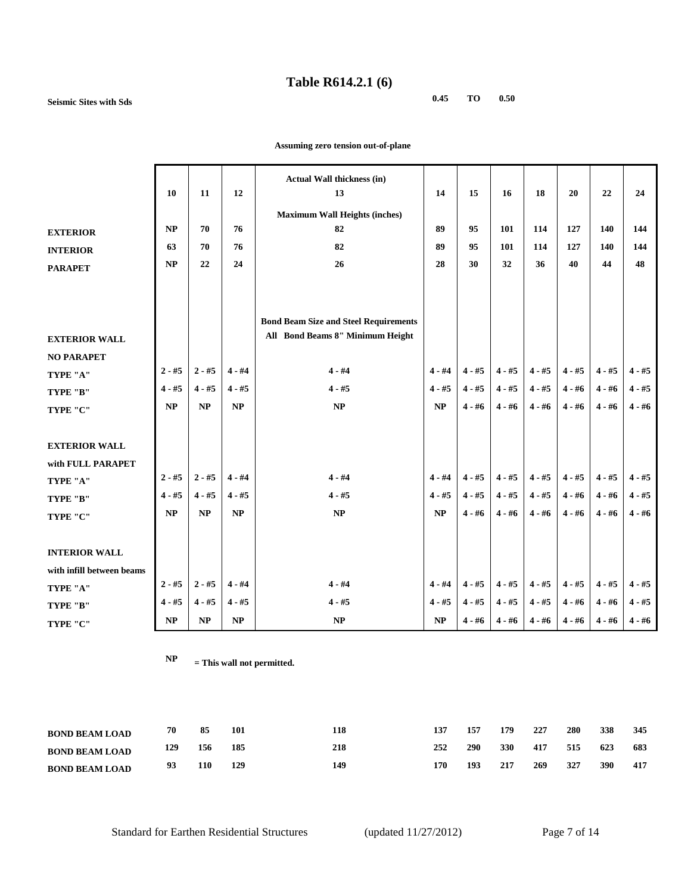# Table R614.2.1 (6)

**Seismic Sites with Sds** **0.45 TO 0.50**

**Assuming zero tension out-of-plane**

| | 10 | 11 | 12 | 13 | 14 | 15 | 16 | 18 | 20 | 22 | 24 |
|---|---|---|---|---|---|---|---|---|---|---|---|
| | | | | **Actual Wall thickness (in)** | | | | | | | |
| | | | | **Maximum Wall Heights (inches)** | | | | | | | |
| **EXTERIOR** | NP | 70 | 76 | 82 | 89 | 95 | 101 | 114 | 127 | 140 | 144 |
| **INTERIOR** | 63 | 70 | 76 | 82 | 89 | 95 | 101 | 114 | 127 | 140 | 144 |
| **PARAPET** | NP | 22 | 24 | 26 | 28 | 30 | 32 | 36 | 40 | 44 | 48 |
| | | | | **Bond Beam Size and Steel Requirements** | | | | | | | |
| **EXTERIOR WALL** | | | | **All Bond Beams 8" Minimum Height** | | | | | | | |
| **NO PARAPET** | | | | | | | | | | | |
| **TYPE "A"** | 2 - #5 | 2 - #5 | 4 - #4 | 4 - #4 | 4 - #4 | 4 - #5 | 4 - #5 | 4 - #5 | 4 - #5 | 4 - #5 | 4 - #5 |
| **TYPE "B"** | 4 - #5 | 4 - #5 | 4 - #5 | 4 - #5 | 4 - #5 | 4 - #5 | 4 - #5 | 4 - #5 | 4 - #6 | 4 - #6 | 4 - #5 |
| **TYPE "C"** | NP | NP | NP | NP | NP | 4 - #6 | 4 - #6 | 4 - #6 | 4 - #6 | 4 - #6 | 4 - #6 |
| **EXTERIOR WALL** | | | | | | | | | | | |
| **with FULL PARAPET** | | | | | | | | | | | |
| **TYPE "A"** | 2 - #5 | 2 - #5 | 4 - #4 | 4 - #4 | 4 - #4 | 4 - #5 | 4 - #5 | 4 - #5 | 4 - #5 | 4 - #5 | 4 - #5 |
| **TYPE "B"** | 4 - #5 | 4 - #5 | 4 - #5 | 4 - #5 | 4 - #5 | 4 - #5 | 4 - #5 | 4 - #5 | 4 - #6 | 4 - #6 | 4 - #5 |
| **TYPE "C"** | NP | NP | NP | NP | NP | 4 - #6 | 4 - #6 | 4 - #6 | 4 - #6 | 4 - #6 | 4 - #6 |
| **INTERIOR WALL** | | | | | | | | | | | |
| **with infill between beams** | | | | | | | | | | | |
| **TYPE "A"** | 2 - #5 | 2 - #5 | 4 - #4 | 4 - #4 | 4 - #4 | 4 - #5 | 4 - #5 | 4 - #5 | 4 - #5 | 4 - #5 | 4 - #5 |
| **TYPE "B"** | 4 - #5 | 4 - #5 | 4 - #5 | 4 - #5 | 4 - #5 | 4 - #5 | 4 - #5 | 4 - #5 | 4 - #6 | 4 - #6 | 4 - #5 |
| **TYPE "C"** | NP | NP | NP | NP | NP | 4 - #6 | 4 - #6 | 4 - #6 | 4 - #6 | 4 - #6 | 4 - #6 |

**NP** **= This wall not permitted.**

| | | | | | | | | | | | |
|---|---|---|---|---|---|---|---|---|---|---|---|
| **BOND BEAM LOAD** | 70 | 85 | 101 | 118 | 137 | 157 | 179 | 227 | 280 | 338 | 345 |
| **BOND BEAM LOAD** | 129 | 156 | 185 | 218 | 252 | 290 | 330 | 417 | 515 | 623 | 683 |
| **BOND BEAM LOAD** | 93 | 110 | 129 | 149 | 170 | 193 | 217 | 269 | 327 | 390 | 417 |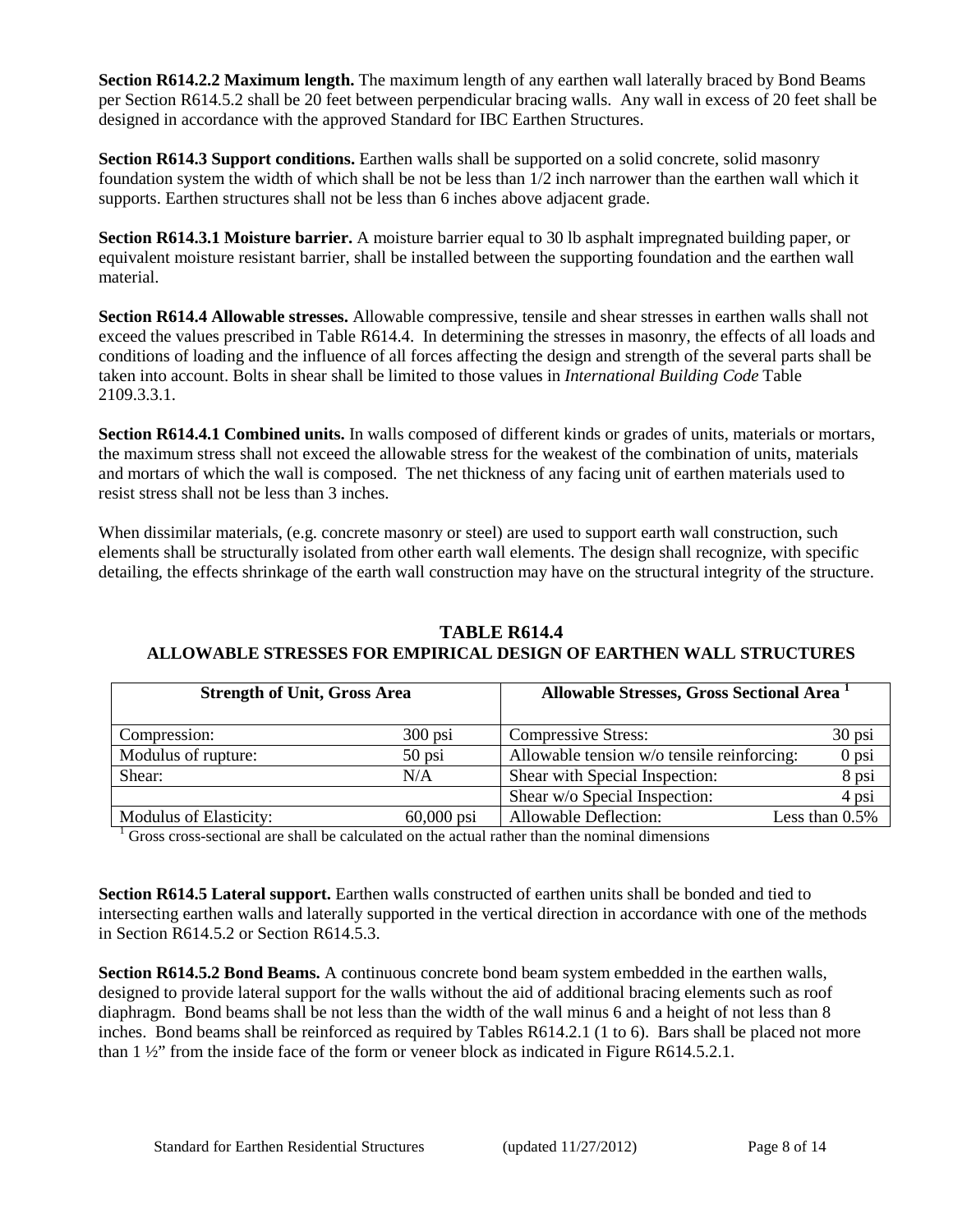**Section R614.2.2 Maximum length.** The maximum length of any earthen wall laterally braced by Bond Beams per Section R614.5.2 shall be 20 feet between perpendicular bracing walls. Any wall in excess of 20 feet shall be designed in accordance with the approved Standard for IBC Earthen Structures.

**Section R614.3 Support conditions.** Earthen walls shall be supported on a solid concrete, solid masonry foundation system the width of which shall be not be less than 1/2 inch narrower than the earthen wall which it supports. Earthen structures shall not be less than 6 inches above adjacent grade.

**Section R614.3.1 Moisture barrier.** A moisture barrier equal to 30 lb asphalt impregnated building paper, or equivalent moisture resistant barrier, shall be installed between the supporting foundation and the earthen wall material.

**Section R614.4 Allowable stresses.** Allowable compressive, tensile and shear stresses in earthen walls shall not exceed the values prescribed in Table R614.4. In determining the stresses in masonry, the effects of all loads and conditions of loading and the influence of all forces affecting the design and strength of the several parts shall be taken into account. Bolts in shear shall be limited to those values in *International Building Code* Table 2109.3.3.1.

**Section R614.4.1 Combined units.** In walls composed of different kinds or grades of units, materials or mortars, the maximum stress shall not exceed the allowable stress for the weakest of the combination of units, materials and mortars of which the wall is composed. The net thickness of any facing unit of earthen materials used to resist stress shall not be less than 3 inches.

When dissimilar materials, (e.g. concrete masonry or steel) are used to support earth wall construction, such elements shall be structurally isolated from other earth wall elements. The design shall recognize, with specific detailing, the effects shrinkage of the earth wall construction may have on the structural integrity of the structure.

**TABLE R614.4**
**ALLOWABLE STRESSES FOR EMPIRICAL DESIGN OF EARTHEN WALL STRUCTURES**

| **Strength of Unit, Gross Area** | | **Allowable Stresses, Gross Sectional Area [1]** | |
|---|---|---|---|
| Compression: | 300 psi | Compressive Stress: | 30 psi |
| Modulus of rupture: | 50 psi | Allowable tension w/o tensile reinforcing: | 0 psi |
| Shear: | N/A | Shear with Special Inspection: | 8 psi |
| | | Shear w/o Special Inspection: | 4 psi |
| Modulus of Elasticity: | 60,000 psi | Allowable Deflection: | Less than 0.5% |

[1] Gross cross-sectional are shall be calculated on the actual rather than the nominal dimensions

**Section R614.5 Lateral support.** Earthen walls constructed of earthen units shall be bonded and tied to intersecting earthen walls and laterally supported in the vertical direction in accordance with one of the methods in Section R614.5.2 or Section R614.5.3.

**Section R614.5.2 Bond Beams.** A continuous concrete bond beam system embedded in the earthen walls, designed to provide lateral support for the walls without the aid of additional bracing elements such as roof diaphragm. Bond beams shall be not less than the width of the wall minus 6 and a height of not less than 8 inches. Bond beams shall be reinforced as required by Tables R614.2.1 (1 to 6). Bars shall be placed not more than 1 ½" from the inside face of the form or veneer block as indicated in Figure R614.5.2.1.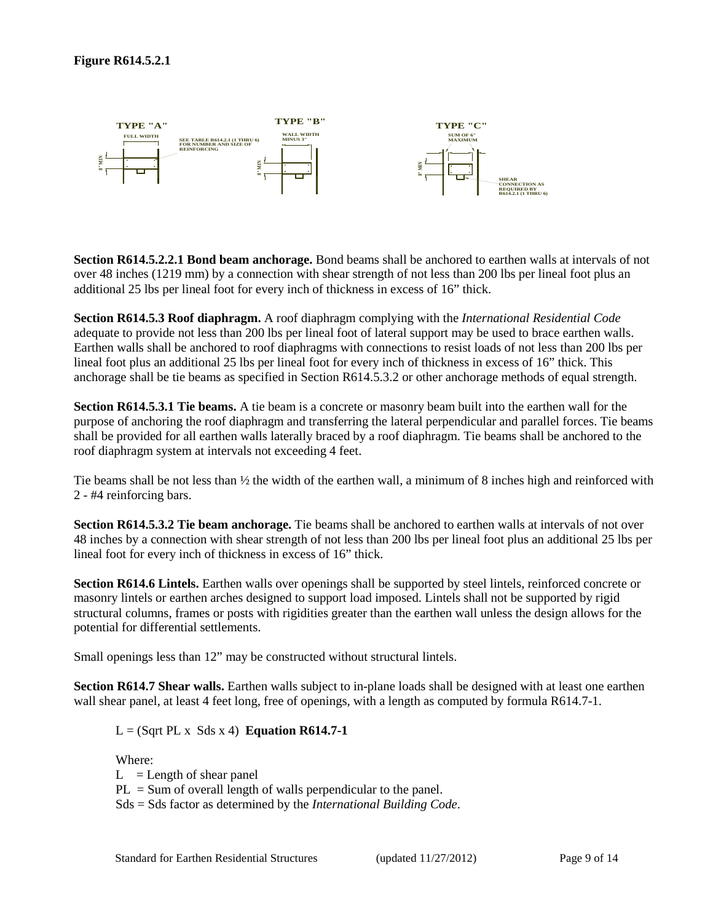**Figure R614.5.2.1**

TYPE "A" — FULL WIDTH — 8" MIN — SEE TABLE R614.2.1 (1 THRU 6) FOR NUMBER AND SIZE OF REINFORCING

TYPE "B" — WALL WIDTH MINUS 3" — 8" MIN

TYPE "C" — SUM OF 6" MAXIMUM — 8" MIN — SHEAR CONNECTION AS REQUIRED BY R614.2.1 (1 THRU 6)

**Section R614.5.2.2.1 Bond beam anchorage.** Bond beams shall be anchored to earthen walls at intervals of not over 48 inches (1219 mm) by a connection with shear strength of not less than 200 lbs per lineal foot plus an additional 25 lbs per lineal foot for every inch of thickness in excess of 16" thick.

**Section R614.5.3 Roof diaphragm.** A roof diaphragm complying with the *International Residential Code* adequate to provide not less than 200 lbs per lineal foot of lateral support may be used to brace earthen walls. Earthen walls shall be anchored to roof diaphragms with connections to resist loads of not less than 200 lbs per lineal foot plus an additional 25 lbs per lineal foot for every inch of thickness in excess of 16" thick. This anchorage shall be tie beams as specified in Section R614.5.3.2 or other anchorage methods of equal strength.

**Section R614.5.3.1 Tie beams.** A tie beam is a concrete or masonry beam built into the earthen wall for the purpose of anchoring the roof diaphragm and transferring the lateral perpendicular and parallel forces. Tie beams shall be provided for all earthen walls laterally braced by a roof diaphragm. Tie beams shall be anchored to the roof diaphragm system at intervals not exceeding 4 feet.

Tie beams shall be not less than ½ the width of the earthen wall, a minimum of 8 inches high and reinforced with 2 - #4 reinforcing bars.

**Section R614.5.3.2 Tie beam anchorage.** Tie beams shall be anchored to earthen walls at intervals of not over 48 inches by a connection with shear strength of not less than 200 lbs per lineal foot plus an additional 25 lbs per lineal foot for every inch of thickness in excess of 16" thick.

**Section R614.6 Lintels.** Earthen walls over openings shall be supported by steel lintels, reinforced concrete or masonry lintels or earthen arches designed to support load imposed. Lintels shall not be supported by rigid structural columns, frames or posts with rigidities greater than the earthen wall unless the design allows for the potential for differential settlements.

Small openings less than 12" may be constructed without structural lintels.

**Section R614.7 Shear walls.** Earthen walls subject to in-plane loads shall be designed with at least one earthen wall shear panel, at least 4 feet long, free of openings, with a length as computed by formula R614.7-1.

L = (Sqrt PL x Sds x 4) **Equation R614.7-1**

Where:
L = Length of shear panel
PL = Sum of overall length of walls perpendicular to the panel.
Sds = Sds factor as determined by the *International Building Code*.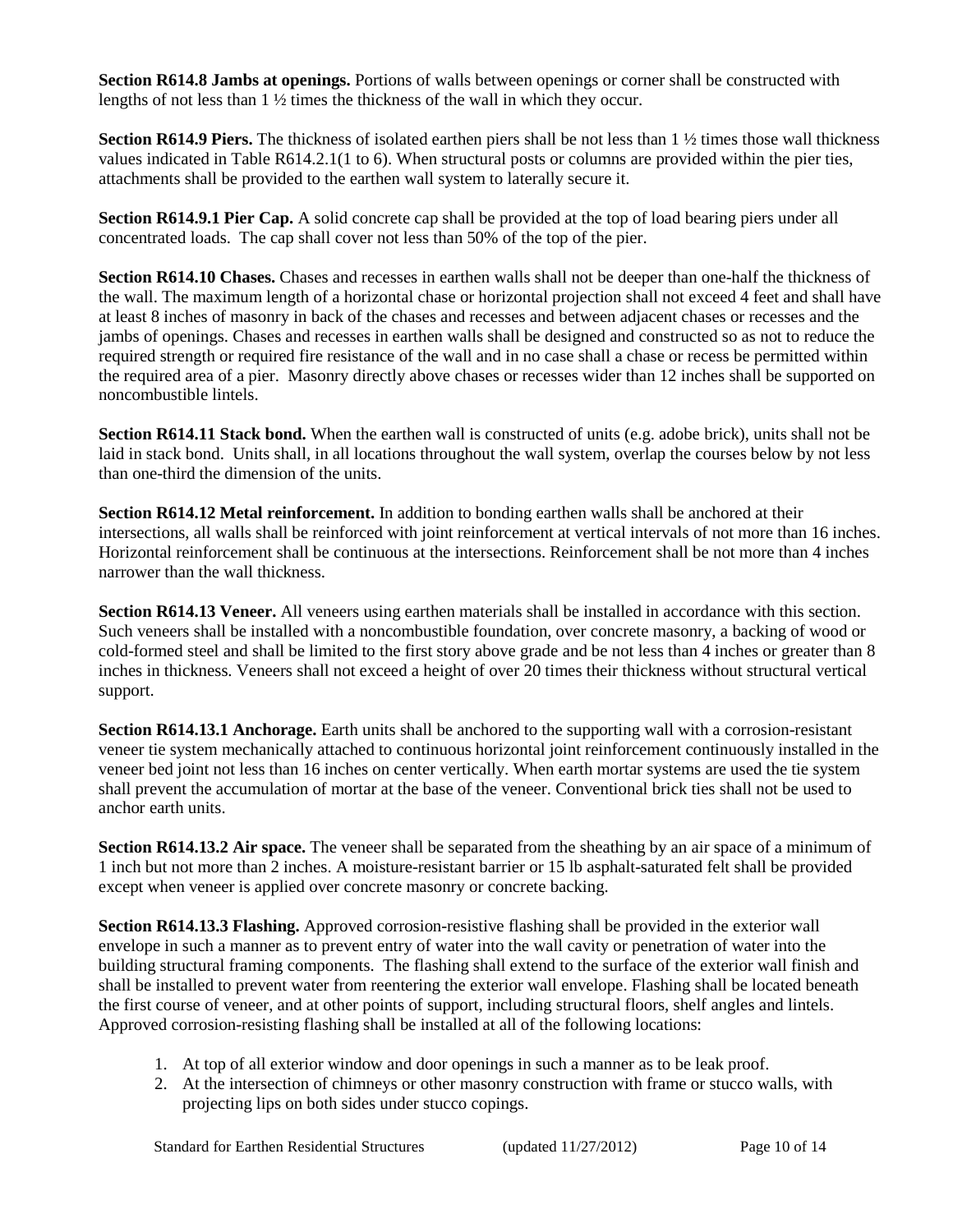**Section R614.8 Jambs at openings.** Portions of walls between openings or corner shall be constructed with lengths of not less than 1 ½ times the thickness of the wall in which they occur.

**Section R614.9 Piers.** The thickness of isolated earthen piers shall be not less than 1 ½ times those wall thickness values indicated in Table R614.2.1(1 to 6). When structural posts or columns are provided within the pier ties, attachments shall be provided to the earthen wall system to laterally secure it.

**Section R614.9.1 Pier Cap.** A solid concrete cap shall be provided at the top of load bearing piers under all concentrated loads. The cap shall cover not less than 50% of the top of the pier.

**Section R614.10 Chases.** Chases and recesses in earthen walls shall not be deeper than one-half the thickness of the wall. The maximum length of a horizontal chase or horizontal projection shall not exceed 4 feet and shall have at least 8 inches of masonry in back of the chases and recesses and between adjacent chases or recesses and the jambs of openings. Chases and recesses in earthen walls shall be designed and constructed so as not to reduce the required strength or required fire resistance of the wall and in no case shall a chase or recess be permitted within the required area of a pier. Masonry directly above chases or recesses wider than 12 inches shall be supported on noncombustible lintels.

**Section R614.11 Stack bond.** When the earthen wall is constructed of units (e.g. adobe brick), units shall not be laid in stack bond. Units shall, in all locations throughout the wall system, overlap the courses below by not less than one-third the dimension of the units.

**Section R614.12 Metal reinforcement.** In addition to bonding earthen walls shall be anchored at their intersections, all walls shall be reinforced with joint reinforcement at vertical intervals of not more than 16 inches. Horizontal reinforcement shall be continuous at the intersections. Reinforcement shall be not more than 4 inches narrower than the wall thickness.

**Section R614.13 Veneer.** All veneers using earthen materials shall be installed in accordance with this section. Such veneers shall be installed with a noncombustible foundation, over concrete masonry, a backing of wood or cold-formed steel and shall be limited to the first story above grade and be not less than 4 inches or greater than 8 inches in thickness. Veneers shall not exceed a height of over 20 times their thickness without structural vertical support.

**Section R614.13.1 Anchorage.** Earth units shall be anchored to the supporting wall with a corrosion-resistant veneer tie system mechanically attached to continuous horizontal joint reinforcement continuously installed in the veneer bed joint not less than 16 inches on center vertically. When earth mortar systems are used the tie system shall prevent the accumulation of mortar at the base of the veneer. Conventional brick ties shall not be used to anchor earth units.

**Section R614.13.2 Air space.** The veneer shall be separated from the sheathing by an air space of a minimum of 1 inch but not more than 2 inches. A moisture-resistant barrier or 15 lb asphalt-saturated felt shall be provided except when veneer is applied over concrete masonry or concrete backing.

**Section R614.13.3 Flashing.** Approved corrosion-resistive flashing shall be provided in the exterior wall envelope in such a manner as to prevent entry of water into the wall cavity or penetration of water into the building structural framing components. The flashing shall extend to the surface of the exterior wall finish and shall be installed to prevent water from reentering the exterior wall envelope. Flashing shall be located beneath the first course of veneer, and at other points of support, including structural floors, shelf angles and lintels. Approved corrosion-resisting flashing shall be installed at all of the following locations:

1. At top of all exterior window and door openings in such a manner as to be leak proof.
2. At the intersection of chimneys or other masonry construction with frame or stucco walls, with projecting lips on both sides under stucco copings.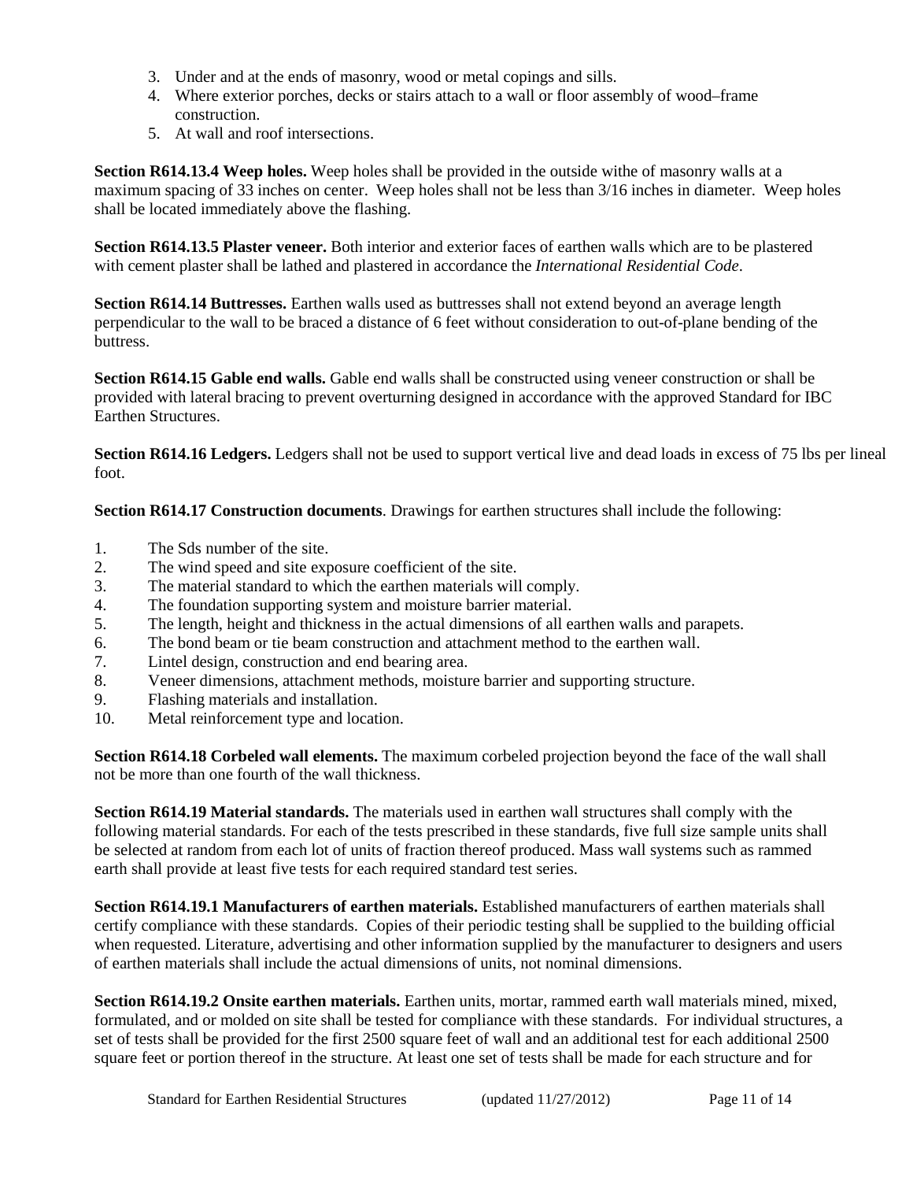3. Under and at the ends of masonry, wood or metal copings and sills.
4. Where exterior porches, decks or stairs attach to a wall or floor assembly of wood–frame construction.
5. At wall and roof intersections.

**Section R614.13.4 Weep holes.** Weep holes shall be provided in the outside withe of masonry walls at a maximum spacing of 33 inches on center. Weep holes shall not be less than 3/16 inches in diameter. Weep holes shall be located immediately above the flashing.

**Section R614.13.5 Plaster veneer.** Both interior and exterior faces of earthen walls which are to be plastered with cement plaster shall be lathed and plastered in accordance the *International Residential Code*.

**Section R614.14 Buttresses.** Earthen walls used as buttresses shall not extend beyond an average length perpendicular to the wall to be braced a distance of 6 feet without consideration to out-of-plane bending of the buttress.

**Section R614.15 Gable end walls.** Gable end walls shall be constructed using veneer construction or shall be provided with lateral bracing to prevent overturning designed in accordance with the approved Standard for IBC Earthen Structures.

**Section R614.16 Ledgers.** Ledgers shall not be used to support vertical live and dead loads in excess of 75 lbs per lineal foot.

**Section R614.17 Construction documents**. Drawings for earthen structures shall include the following:

1. The Sds number of the site.
2. The wind speed and site exposure coefficient of the site.
3. The material standard to which the earthen materials will comply.
4. The foundation supporting system and moisture barrier material.
5. The length, height and thickness in the actual dimensions of all earthen walls and parapets.
6. The bond beam or tie beam construction and attachment method to the earthen wall.
7. Lintel design, construction and end bearing area.
8. Veneer dimensions, attachment methods, moisture barrier and supporting structure.
9. Flashing materials and installation.
10. Metal reinforcement type and location.

**Section R614.18 Corbeled wall elements.** The maximum corbeled projection beyond the face of the wall shall not be more than one fourth of the wall thickness.

**Section R614.19 Material standards.** The materials used in earthen wall structures shall comply with the following material standards. For each of the tests prescribed in these standards, five full size sample units shall be selected at random from each lot of units of fraction thereof produced. Mass wall systems such as rammed earth shall provide at least five tests for each required standard test series.

**Section R614.19.1 Manufacturers of earthen materials.** Established manufacturers of earthen materials shall certify compliance with these standards. Copies of their periodic testing shall be supplied to the building official when requested. Literature, advertising and other information supplied by the manufacturer to designers and users of earthen materials shall include the actual dimensions of units, not nominal dimensions.

**Section R614.19.2 Onsite earthen materials.** Earthen units, mortar, rammed earth wall materials mined, mixed, formulated, and or molded on site shall be tested for compliance with these standards. For individual structures, a set of tests shall be provided for the first 2500 square feet of wall and an additional test for each additional 2500 square feet or portion thereof in the structure. At least one set of tests shall be made for each structure and for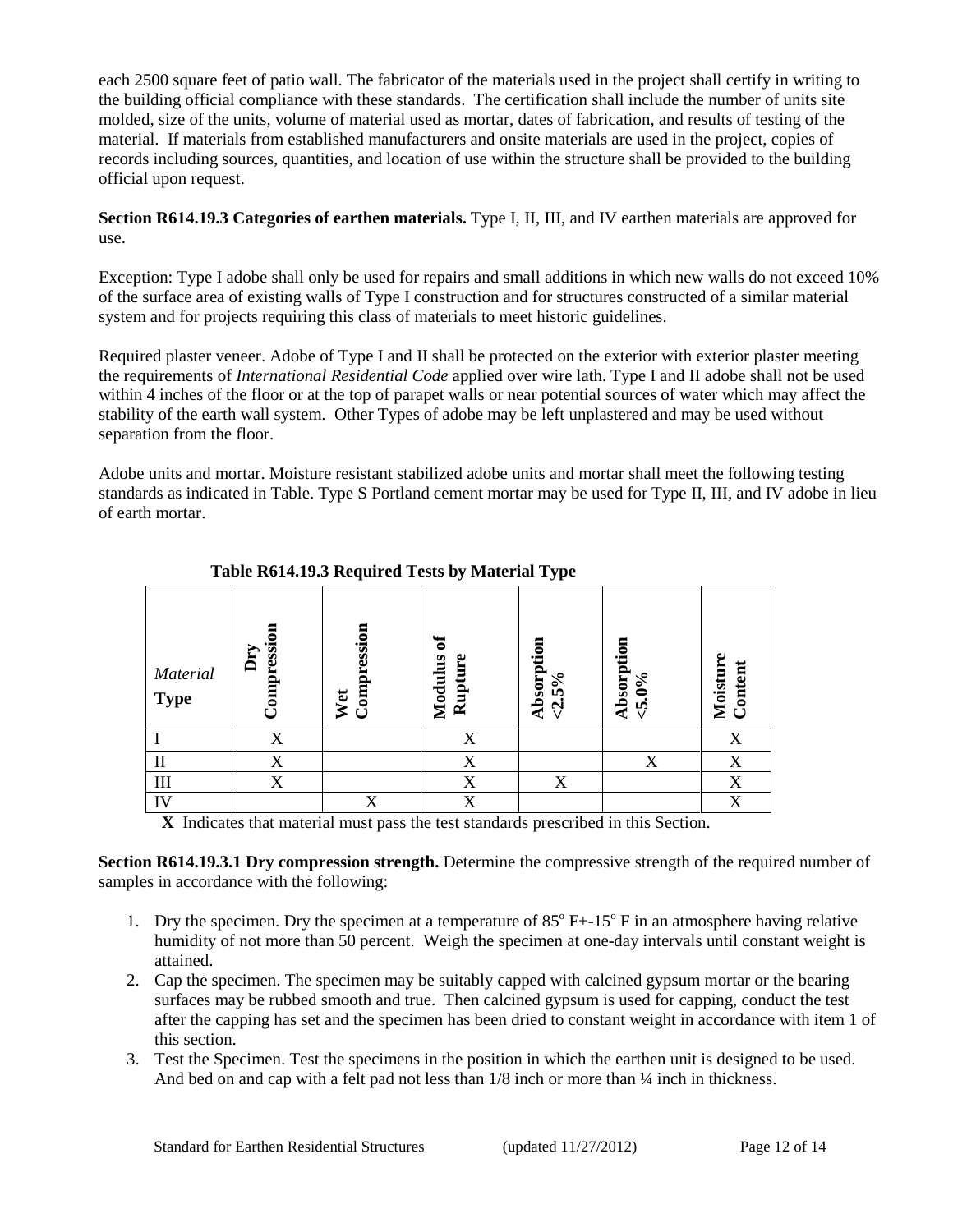each 2500 square feet of patio wall. The fabricator of the materials used in the project shall certify in writing to the building official compliance with these standards. The certification shall include the number of units site molded, size of the units, volume of material used as mortar, dates of fabrication, and results of testing of the material. If materials from established manufacturers and onsite materials are used in the project, copies of records including sources, quantities, and location of use within the structure shall be provided to the building official upon request.

**Section R614.19.3 Categories of earthen materials.** Type I, II, III, and IV earthen materials are approved for use.

Exception: Type I adobe shall only be used for repairs and small additions in which new walls do not exceed 10% of the surface area of existing walls of Type I construction and for structures constructed of a similar material system and for projects requiring this class of materials to meet historic guidelines.

Required plaster veneer. Adobe of Type I and II shall be protected on the exterior with exterior plaster meeting the requirements of *International Residential Code* applied over wire lath. Type I and II adobe shall not be used within 4 inches of the floor or at the top of parapet walls or near potential sources of water which may affect the stability of the earth wall system. Other Types of adobe may be left unplastered and may be used without separation from the floor.

Adobe units and mortar. Moisture resistant stabilized adobe units and mortar shall meet the following testing standards as indicated in Table. Type S Portland cement mortar may be used for Type II, III, and IV adobe in lieu of earth mortar.

**Table R614.19.3 Required Tests by Material Type**

| *Material* **Type** | **Dry Compression** | **Wet Compression** | **Modulus of Rupture** | **Absorption <2.5%** | **Absorption <5.0%** | **Moisture Content** |
|---|---|---|---|---|---|---|
| I | X | | X | | | X |
| II | X | | X | | X | X |
| III | X | | X | X | | X |
| IV | | X | X | | | X |

**X** Indicates that material must pass the test standards prescribed in this Section.

**Section R614.19.3.1 Dry compression strength.** Determine the compressive strength of the required number of samples in accordance with the following:

1. Dry the specimen. Dry the specimen at a temperature of 85° F+-15° F in an atmosphere having relative humidity of not more than 50 percent. Weigh the specimen at one-day intervals until constant weight is attained.
2. Cap the specimen. The specimen may be suitably capped with calcined gypsum mortar or the bearing surfaces may be rubbed smooth and true. Then calcined gypsum is used for capping, conduct the test after the capping has set and the specimen has been dried to constant weight in accordance with item 1 of this section.
3. Test the Specimen. Test the specimens in the position in which the earthen unit is designed to be used. And bed on and cap with a felt pad not less than 1/8 inch or more than ¼ inch in thickness.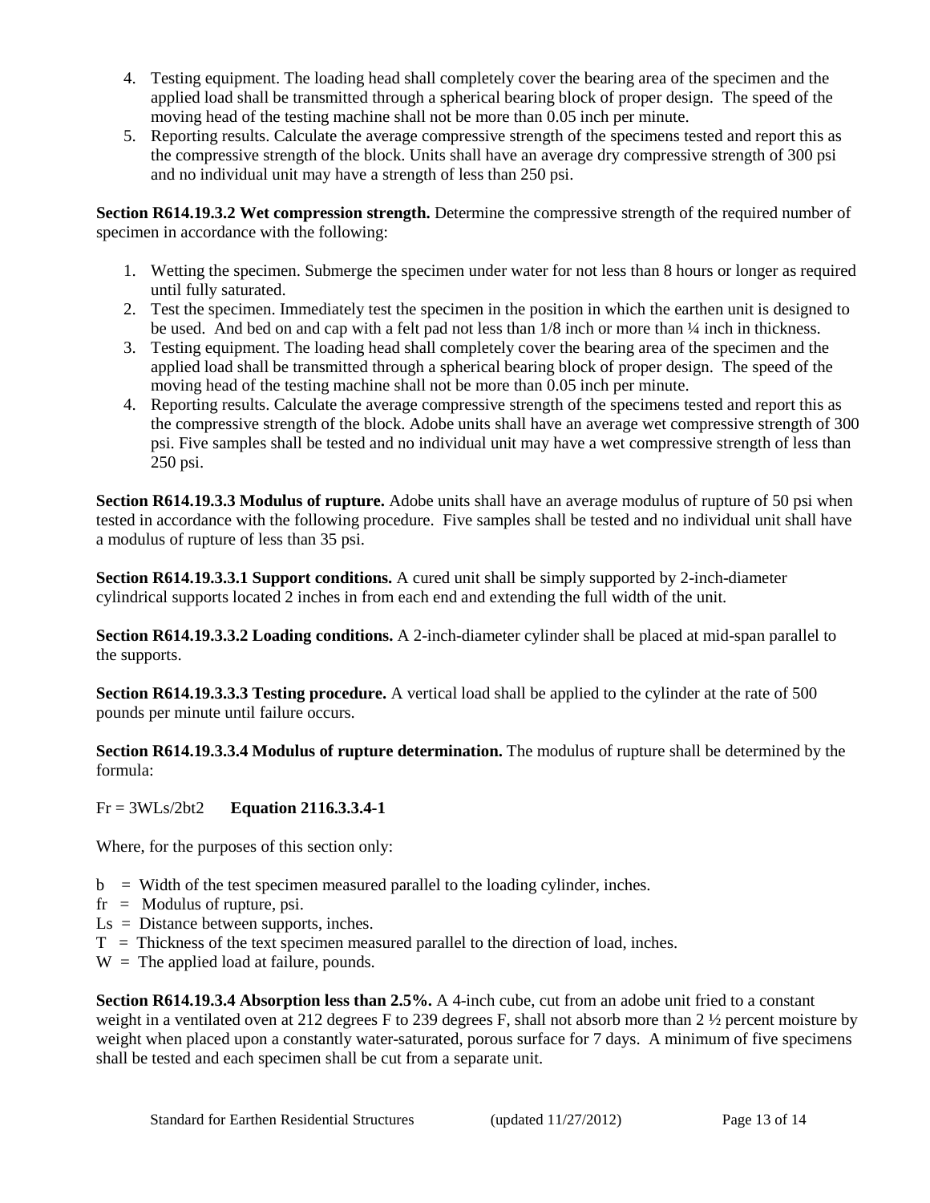4. Testing equipment. The loading head shall completely cover the bearing area of the specimen and the applied load shall be transmitted through a spherical bearing block of proper design. The speed of the moving head of the testing machine shall not be more than 0.05 inch per minute.
5. Reporting results. Calculate the average compressive strength of the specimens tested and report this as the compressive strength of the block. Units shall have an average dry compressive strength of 300 psi and no individual unit may have a strength of less than 250 psi.

**Section R614.19.3.2 Wet compression strength.** Determine the compressive strength of the required number of specimen in accordance with the following:

1. Wetting the specimen. Submerge the specimen under water for not less than 8 hours or longer as required until fully saturated.
2. Test the specimen. Immediately test the specimen in the position in which the earthen unit is designed to be used. And bed on and cap with a felt pad not less than 1/8 inch or more than ¼ inch in thickness.
3. Testing equipment. The loading head shall completely cover the bearing area of the specimen and the applied load shall be transmitted through a spherical bearing block of proper design. The speed of the moving head of the testing machine shall not be more than 0.05 inch per minute.
4. Reporting results. Calculate the average compressive strength of the specimens tested and report this as the compressive strength of the block. Adobe units shall have an average wet compressive strength of 300 psi. Five samples shall be tested and no individual unit may have a wet compressive strength of less than 250 psi.

**Section R614.19.3.3 Modulus of rupture.** Adobe units shall have an average modulus of rupture of 50 psi when tested in accordance with the following procedure. Five samples shall be tested and no individual unit shall have a modulus of rupture of less than 35 psi.

**Section R614.19.3.3.1 Support conditions.** A cured unit shall be simply supported by 2-inch-diameter cylindrical supports located 2 inches in from each end and extending the full width of the unit.

**Section R614.19.3.3.2 Loading conditions.** A 2-inch-diameter cylinder shall be placed at mid-span parallel to the supports.

**Section R614.19.3.3.3 Testing procedure.** A vertical load shall be applied to the cylinder at the rate of 500 pounds per minute until failure occurs.

**Section R614.19.3.3.4 Modulus of rupture determination.** The modulus of rupture shall be determined by the formula:

$Fr = 3WL_s/2bt^2$ **Equation 2116.3.3.4-1**

Where, for the purposes of this section only:

b = Width of the test specimen measured parallel to the loading cylinder, inches.
fr = Modulus of rupture, psi.
Ls = Distance between supports, inches.
T = Thickness of the text specimen measured parallel to the direction of load, inches.
W = The applied load at failure, pounds.

**Section R614.19.3.4 Absorption less than 2.5%.** A 4-inch cube, cut from an adobe unit fried to a constant weight in a ventilated oven at 212 degrees F to 239 degrees F, shall not absorb more than 2 ½ percent moisture by weight when placed upon a constantly water-saturated, porous surface for 7 days. A minimum of five specimens shall be tested and each specimen shall be cut from a separate unit.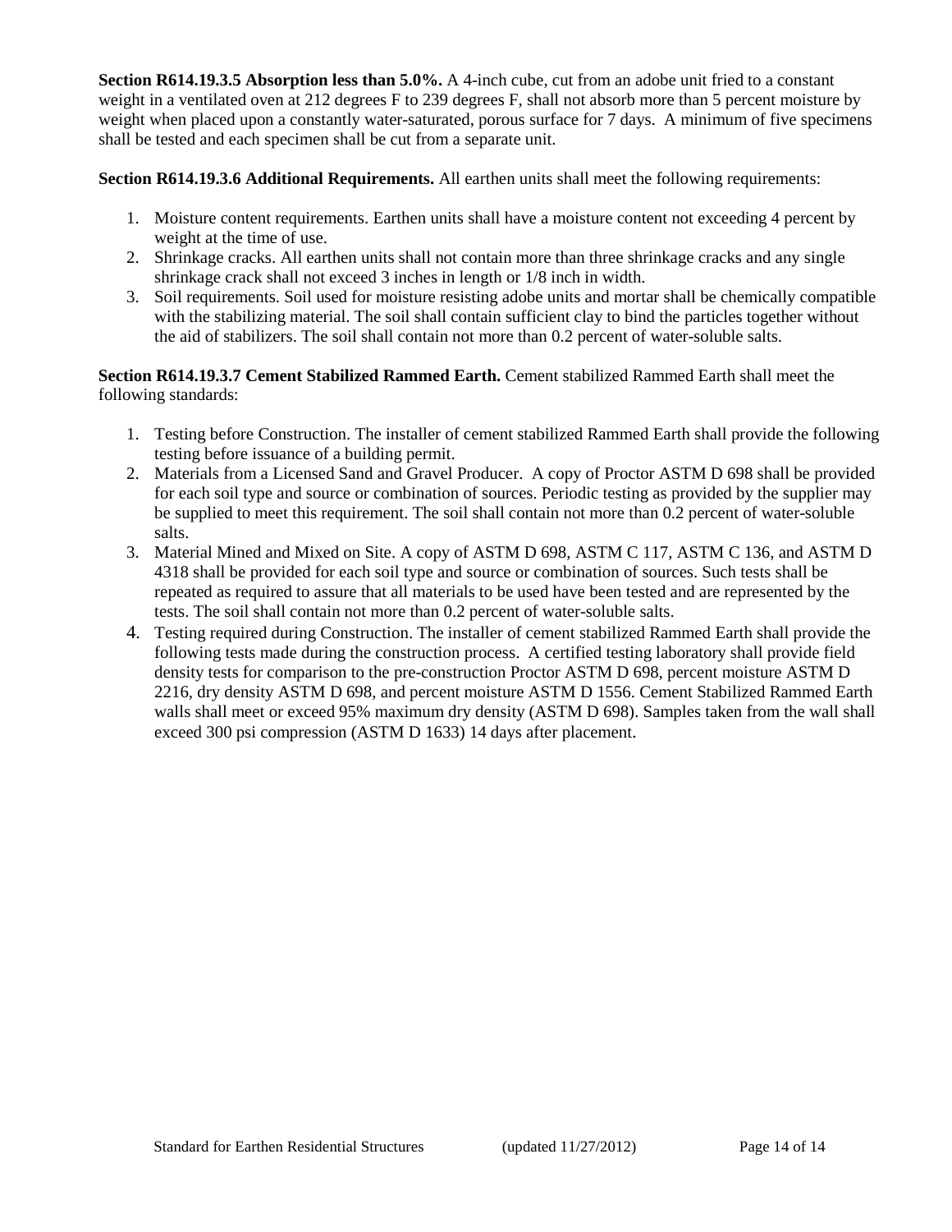**Section R614.19.3.5 Absorption less than 5.0%.** A 4-inch cube, cut from an adobe unit fried to a constant weight in a ventilated oven at 212 degrees F to 239 degrees F, shall not absorb more than 5 percent moisture by weight when placed upon a constantly water-saturated, porous surface for 7 days. A minimum of five specimens shall be tested and each specimen shall be cut from a separate unit.

**Section R614.19.3.6 Additional Requirements.** All earthen units shall meet the following requirements:

1. Moisture content requirements. Earthen units shall have a moisture content not exceeding 4 percent by weight at the time of use.
2. Shrinkage cracks. All earthen units shall not contain more than three shrinkage cracks and any single shrinkage crack shall not exceed 3 inches in length or 1/8 inch in width.
3. Soil requirements. Soil used for moisture resisting adobe units and mortar shall be chemically compatible with the stabilizing material. The soil shall contain sufficient clay to bind the particles together without the aid of stabilizers. The soil shall contain not more than 0.2 percent of water-soluble salts.

**Section R614.19.3.7 Cement Stabilized Rammed Earth.** Cement stabilized Rammed Earth shall meet the following standards:

1. Testing before Construction. The installer of cement stabilized Rammed Earth shall provide the following testing before issuance of a building permit.
2. Materials from a Licensed Sand and Gravel Producer. A copy of Proctor ASTM D 698 shall be provided for each soil type and source or combination of sources. Periodic testing as provided by the supplier may be supplied to meet this requirement. The soil shall contain not more than 0.2 percent of water-soluble salts.
3. Material Mined and Mixed on Site. A copy of ASTM D 698, ASTM C 117, ASTM C 136, and ASTM D 4318 shall be provided for each soil type and source or combination of sources. Such tests shall be repeated as required to assure that all materials to be used have been tested and are represented by the tests. The soil shall contain not more than 0.2 percent of water-soluble salts.
4. Testing required during Construction. The installer of cement stabilized Rammed Earth shall provide the following tests made during the construction process. A certified testing laboratory shall provide field density tests for comparison to the pre-construction Proctor ASTM D 698, percent moisture ASTM D 2216, dry density ASTM D 698, and percent moisture ASTM D 1556. Cement Stabilized Rammed Earth walls shall meet or exceed 95% maximum dry density (ASTM D 698). Samples taken from the wall shall exceed 300 psi compression (ASTM D 1633) 14 days after placement.